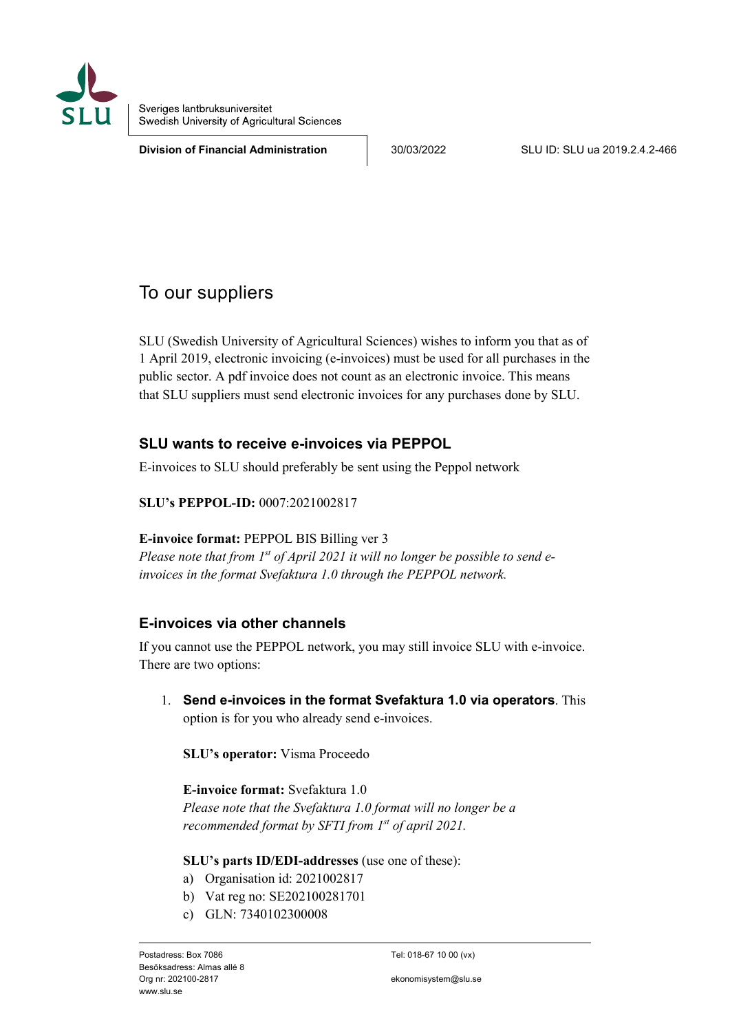Sveriges lantbruksuniversitet
Swedish University of Agricultural Sciences

**Division of Financial Administration** 30/03/2022 SLU ID: SLU ua 2019.2.4.2-466

# To our suppliers

SLU (Swedish University of Agricultural Sciences) wishes to inform you that as of 1 April 2019, electronic invoicing (e-invoices) must be used for all purchases in the public sector. A pdf invoice does not count as an electronic invoice. This means that SLU suppliers must send electronic invoices for any purchases done by SLU.

## SLU wants to receive e-invoices via PEPPOL

E-invoices to SLU should preferably be sent using the Peppol network

**SLU's PEPPOL-ID:** 0007:2021002817

**E-invoice format:** PEPPOL BIS Billing ver 3
*Please note that from 1st of April 2021 it will no longer be possible to send e-invoices in the format Svefaktura 1.0 through the PEPPOL network.*

## E-invoices via other channels

If you cannot use the PEPPOL network, you may still invoice SLU with e-invoice. There are two options:

1. **Send e-invoices in the format Svefaktura 1.0 via operators**. This option is for you who already send e-invoices.

   **SLU's operator:** Visma Proceedo

   **E-invoice format:** Svefaktura 1.0
   *Please note that the Svefaktura 1.0 format will no longer be a recommended format by SFTI from 1st of april 2021.*

   **SLU's parts ID/EDI-addresses** (use one of these):
   a) Organisation id: 2021002817
   b) Vat reg no: SE202100281701
   c) GLN: 7340102300008

Postadress: Box 7086
Besöksadress: Almas allé 8
Org nr: 202100-2817
www.slu.se

Tel: 018-67 10 00 (vx)

ekonomisystem@slu.se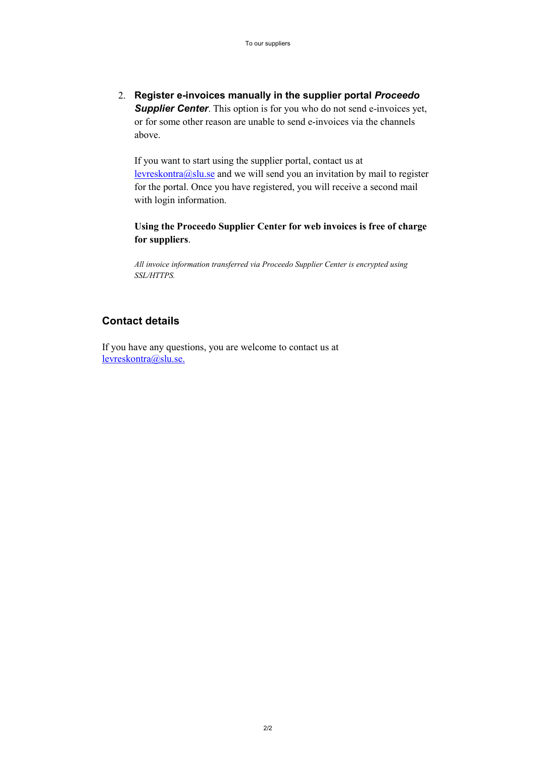2. **Register e-invoices manually in the supplier portal *Proceedo Supplier Center***. This option is for you who do not send e-invoices yet, or for some other reason are unable to send e-invoices via the channels above.

   If you want to start using the supplier portal, contact us at levreskontra@slu.se and we will send you an invitation by mail to register for the portal. Once you have registered, you will receive a second mail with login information.

   **Using the Proceedo Supplier Center for web invoices is free of charge for suppliers**.

   *All invoice information transferred via Proceedo Supplier Center is encrypted using SSL/HTTPS.*

## Contact details

If you have any questions, you are welcome to contact us at levreskontra@slu.se.